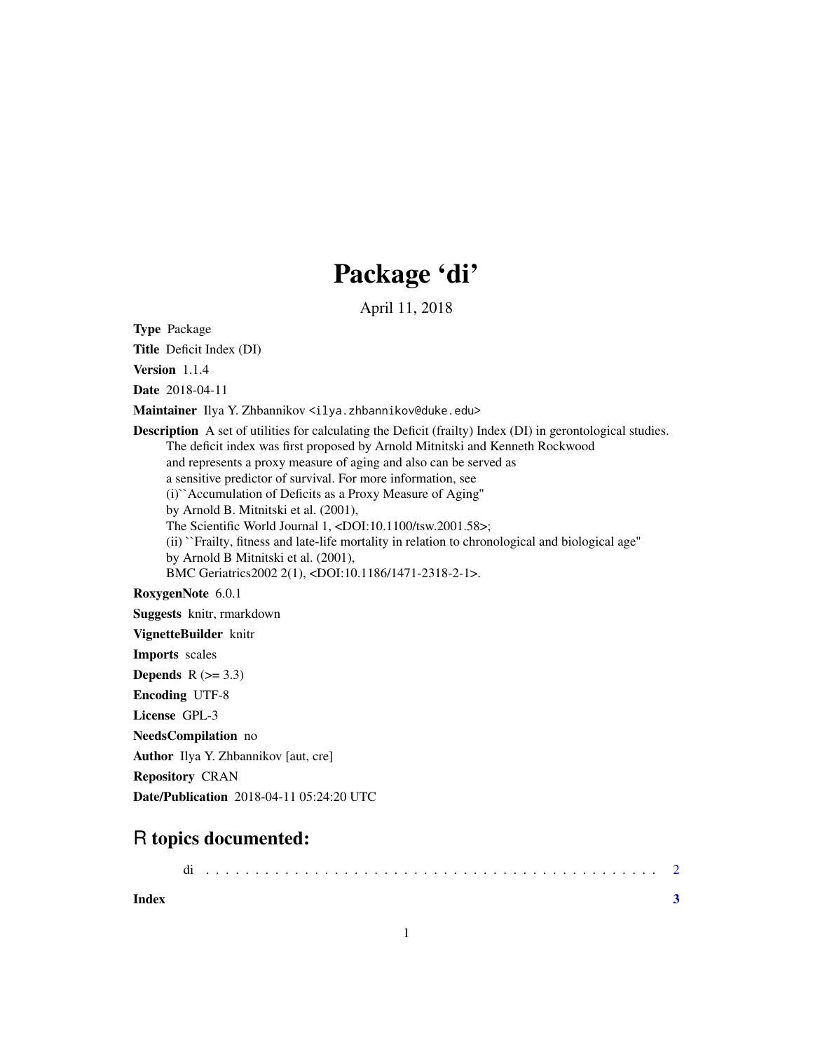# Package 'di'

April 11, 2018

**Type** Package

**Title** Deficit Index (DI)

**Version** 1.1.4

**Date** 2018-04-11

**Maintainer** Ilya Y. Zhbannikov <ilya.zhbannikov@duke.edu>

**Description** A set of utilities for calculating the Deficit (frailty) Index (DI) in gerontological studies. The deficit index was first proposed by Arnold Mitnitski and Kenneth Rockwood and represents a proxy measure of aging and also can be served as a sensitive predictor of survival. For more information, see (i)``Accumulation of Deficits as a Proxy Measure of Aging'' by Arnold B. Mitnitski et al. (2001), The Scientific World Journal 1, <DOI:10.1100/tsw.2001.58>; (ii) ``Frailty, fitness and late-life mortality in relation to chronological and biological age'' by Arnold B Mitnitski et al. (2001), BMC Geriatrics2002 2(1), <DOI:10.1186/1471-2318-2-1>.

**RoxygenNote** 6.0.1

**Suggests** knitr, rmarkdown

**VignetteBuilder** knitr

**Imports** scales

**Depends** R (>= 3.3)

**Encoding** UTF-8

**License** GPL-3

**NeedsCompilation** no

**Author** Ilya Y. Zhbannikov [aut, cre]

**Repository** CRAN

**Date/Publication** 2018-04-11 05:24:20 UTC

## R topics documented:

di . . . . . . . . . . . . . . . . . . . . . . . . . . . . . . . . . . . . . . . . . . . . 2

**Index** 3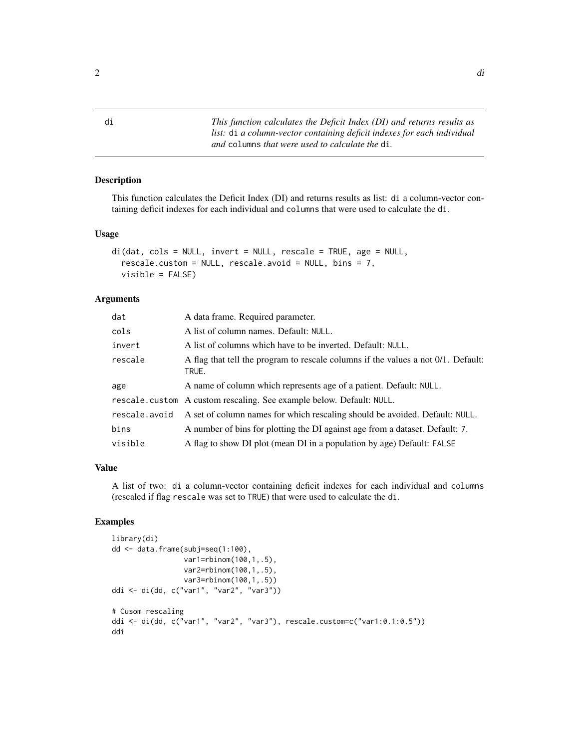# di — *This function calculates the Deficit Index (DI) and returns results as list:* `di` *a column-vector containing deficit indexes for each individual and* `columns` *that were used to calculate the* `di`*.*

## Description

This function calculates the Deficit Index (DI) and returns results as list: `di` a column-vector containing deficit indexes for each individual and `columns` that were used to calculate the `di`.

## Usage

```
di(dat, cols = NULL, invert = NULL, rescale = TRUE, age = NULL,
  rescale.custom = NULL, rescale.avoid = NULL, bins = 7,
  visible = FALSE)
```

## Arguments

| | |
|---|---|
| `dat` | A data frame. Required parameter. |
| `cols` | A list of column names. Default: `NULL`. |
| `invert` | A list of columns which have to be inverted. Default: `NULL`. |
| `rescale` | A flag that tell the program to rescale columns if the values a not 0/1. Default: `TRUE`. |
| `age` | A name of column which represents age of a patient. Default: `NULL`. |
| `rescale.custom` | A custom rescaling. See example below. Default: `NULL`. |
| `rescale.avoid` | A set of column names for which rescaling should be avoided. Default: `NULL`. |
| `bins` | A number of bins for plotting the DI against age from a dataset. Default: `7`. |
| `visible` | A flag to show DI plot (mean DI in a population by age) Default: `FALSE` |

## Value

A list of two: `di` a column-vector containing deficit indexes for each individual and `columns` (rescaled if flag `rescale` was set to `TRUE`) that were used to calculate the `di`.

## Examples

```
library(di)
dd <- data.frame(subj=seq(1:100),
                 var1=rbinom(100,1,.5),
                 var2=rbinom(100,1,.5),
                 var3=rbinom(100,1,.5))
ddi <- di(dd, c("var1", "var2", "var3"))

# Cusom rescaling
ddi <- di(dd, c("var1", "var2", "var3"), rescale.custom=c("var1:0.1:0.5"))
ddi
```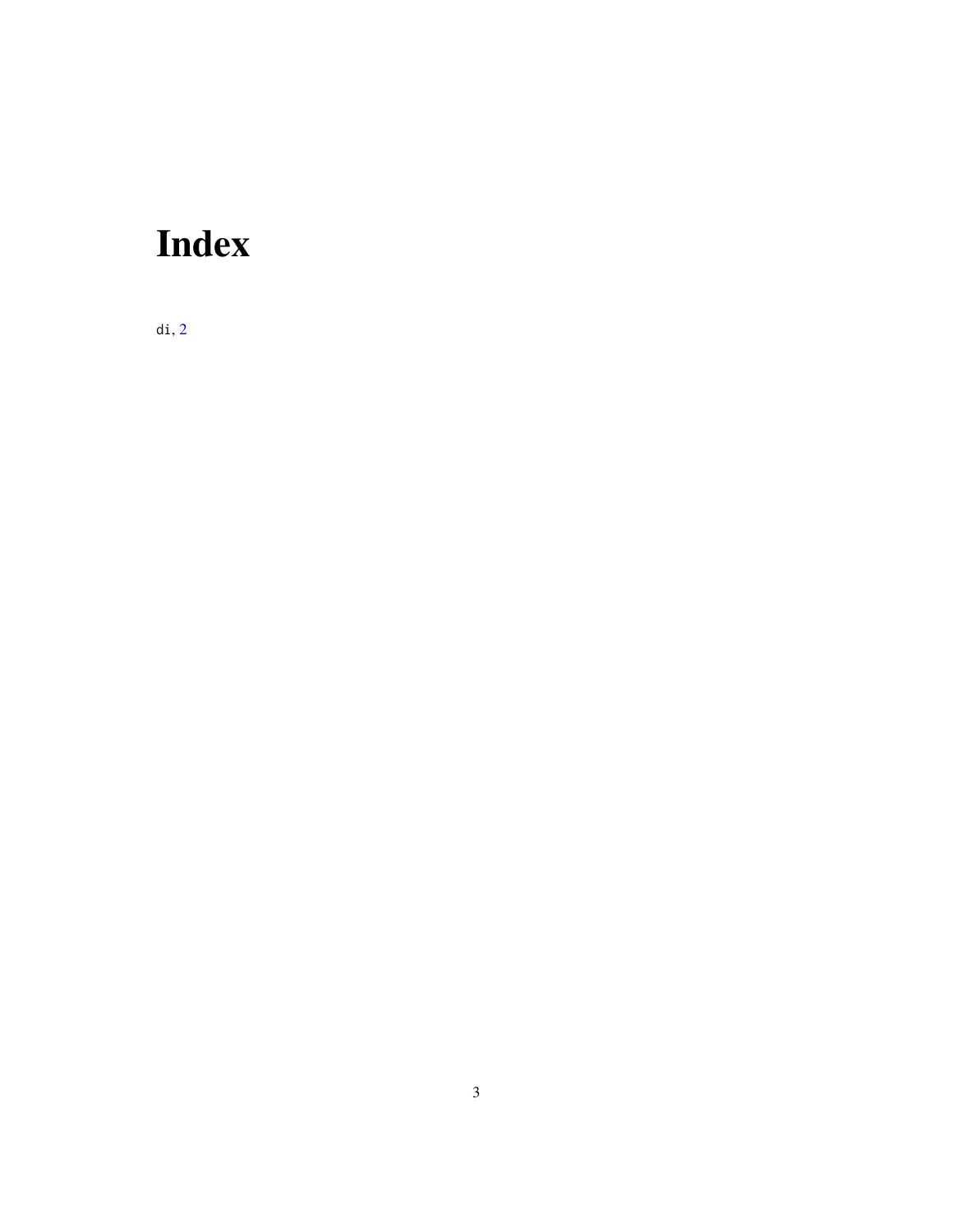# Index

`di`, 2